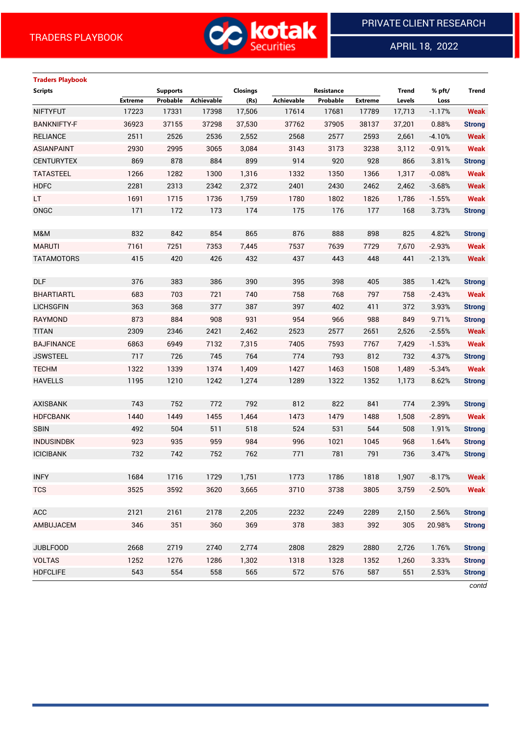# TRADERS PLAYBOOK

PRIVATE CLIENT RESEARCH

APRIL 18, 2022

**Traders Playbook**

| Scripts | Supports | | | Closings | Resistance | | | Trend | % pft/ | Trend |
|---|---|---|---|---|---|---|---|---|---|---|
| | Extreme | Probable | Achievable | (Rs) | Achievable | Probable | Extreme | Levels | Loss | |
| NIFTYFUT | 17223 | 17331 | 17398 | 17,506 | 17614 | 17681 | 17789 | 17,713 | -1.17% | Weak |
| BANKNIFTY-F | 36923 | 37155 | 37298 | 37,530 | 37762 | 37905 | 38137 | 37,201 | 0.88% | Strong |
| RELIANCE | 2511 | 2526 | 2536 | 2,552 | 2568 | 2577 | 2593 | 2,661 | -4.10% | Weak |
| ASIANPAINT | 2930 | 2995 | 3065 | 3,084 | 3143 | 3173 | 3238 | 3,112 | -0.91% | Weak |
| CENTURYTEX | 869 | 878 | 884 | 899 | 914 | 920 | 928 | 866 | 3.81% | Strong |
| TATASTEEL | 1266 | 1282 | 1300 | 1,316 | 1332 | 1350 | 1366 | 1,317 | -0.08% | Weak |
| HDFC | 2281 | 2313 | 2342 | 2,372 | 2401 | 2430 | 2462 | 2,462 | -3.68% | Weak |
| LT | 1691 | 1715 | 1736 | 1,759 | 1780 | 1802 | 1826 | 1,786 | -1.55% | Weak |
| ONGC | 171 | 172 | 173 | 174 | 175 | 176 | 177 | 168 | 3.73% | Strong |
| | | | | | | | | | | |
| M&M | 832 | 842 | 854 | 865 | 876 | 888 | 898 | 825 | 4.82% | Strong |
| MARUTI | 7161 | 7251 | 7353 | 7,445 | 7537 | 7639 | 7729 | 7,670 | -2.93% | Weak |
| TATAMOTORS | 415 | 420 | 426 | 432 | 437 | 443 | 448 | 441 | -2.13% | Weak |
| | | | | | | | | | | |
| DLF | 376 | 383 | 386 | 390 | 395 | 398 | 405 | 385 | 1.42% | Strong |
| BHARTIARTL | 683 | 703 | 721 | 740 | 758 | 768 | 797 | 758 | -2.43% | Weak |
| LICHSGFIN | 363 | 368 | 377 | 387 | 397 | 402 | 411 | 372 | 3.93% | Strong |
| RAYMOND | 873 | 884 | 908 | 931 | 954 | 966 | 988 | 849 | 9.71% | Strong |
| TITAN | 2309 | 2346 | 2421 | 2,462 | 2523 | 2577 | 2651 | 2,526 | -2.55% | Weak |
| BAJFINANCE | 6863 | 6949 | 7132 | 7,315 | 7405 | 7593 | 7767 | 7,429 | -1.53% | Weak |
| JSWSTEEL | 717 | 726 | 745 | 764 | 774 | 793 | 812 | 732 | 4.37% | Strong |
| TECHM | 1322 | 1339 | 1374 | 1,409 | 1427 | 1463 | 1508 | 1,489 | -5.34% | Weak |
| HAVELLS | 1195 | 1210 | 1242 | 1,274 | 1289 | 1322 | 1352 | 1,173 | 8.62% | Strong |
| | | | | | | | | | | |
| AXISBANK | 743 | 752 | 772 | 792 | 812 | 822 | 841 | 774 | 2.39% | Strong |
| HDFCBANK | 1440 | 1449 | 1455 | 1,464 | 1473 | 1479 | 1488 | 1,508 | -2.89% | Weak |
| SBIN | 492 | 504 | 511 | 518 | 524 | 531 | 544 | 508 | 1.91% | Strong |
| INDUSINDBK | 923 | 935 | 959 | 984 | 996 | 1021 | 1045 | 968 | 1.64% | Strong |
| ICICIBANK | 732 | 742 | 752 | 762 | 771 | 781 | 791 | 736 | 3.47% | Strong |
| | | | | | | | | | | |
| INFY | 1684 | 1716 | 1729 | 1,751 | 1773 | 1786 | 1818 | 1,907 | -8.17% | Weak |
| TCS | 3525 | 3592 | 3620 | 3,665 | 3710 | 3738 | 3805 | 3,759 | -2.50% | Weak |
| | | | | | | | | | | |
| ACC | 2121 | 2161 | 2178 | 2,205 | 2232 | 2249 | 2289 | 2,150 | 2.56% | Strong |
| AMBUJACEM | 346 | 351 | 360 | 369 | 378 | 383 | 392 | 305 | 20.98% | Strong |
| | | | | | | | | | | |
| JUBLFOOD | 2668 | 2719 | 2740 | 2,774 | 2808 | 2829 | 2880 | 2,726 | 1.76% | Strong |
| VOLTAS | 1252 | 1276 | 1286 | 1,302 | 1318 | 1328 | 1352 | 1,260 | 3.33% | Strong |
| HDFCLIFE | 543 | 554 | 558 | 565 | 572 | 576 | 587 | 551 | 2.53% | Strong |

*contd*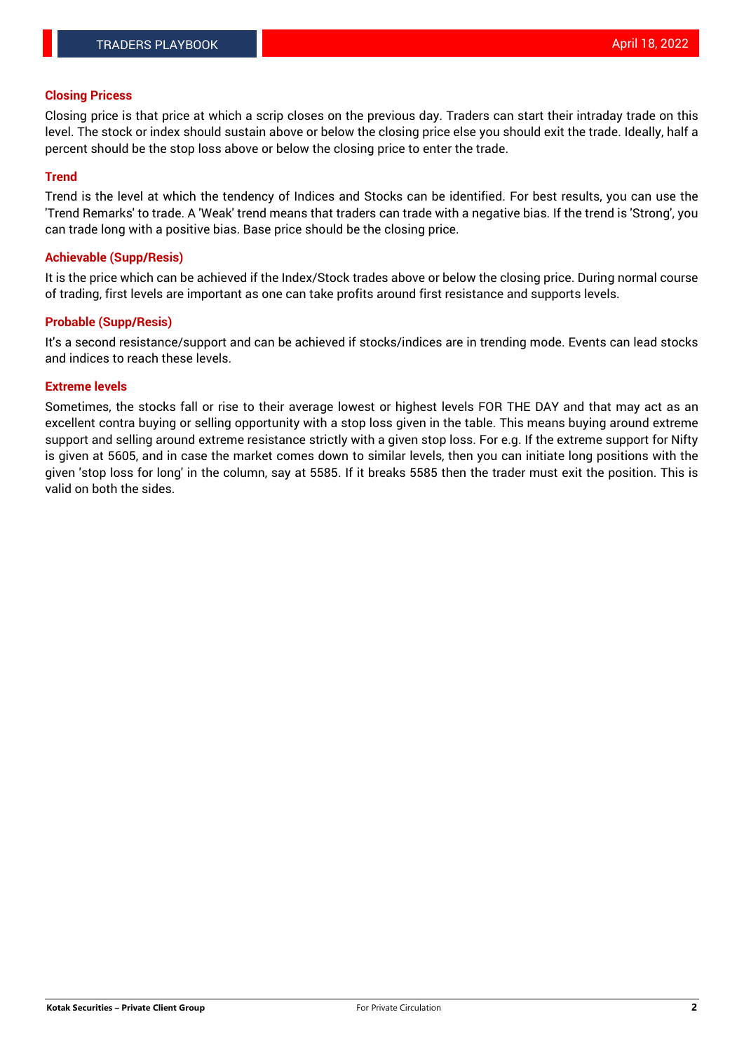## Closing Pricess

Closing price is that price at which a scrip closes on the previous day. Traders can start their intraday trade on this level. The stock or index should sustain above or below the closing price else you should exit the trade. Ideally, half a percent should be the stop loss above or below the closing price to enter the trade.

## Trend

Trend is the level at which the tendency of Indices and Stocks can be identified. For best results, you can use the 'Trend Remarks' to trade. A 'Weak' trend means that traders can trade with a negative bias. If the trend is 'Strong', you can trade long with a positive bias. Base price should be the closing price.

## Achievable (Supp/Resis)

It is the price which can be achieved if the Index/Stock trades above or below the closing price. During normal course of trading, first levels are important as one can take profits around first resistance and supports levels.

## Probable (Supp/Resis)

It's a second resistance/support and can be achieved if stocks/indices are in trending mode. Events can lead stocks and indices to reach these levels.

## Extreme levels

Sometimes, the stocks fall or rise to their average lowest or highest levels FOR THE DAY and that may act as an excellent contra buying or selling opportunity with a stop loss given in the table. This means buying around extreme support and selling around extreme resistance strictly with a given stop loss. For e.g. If the extreme support for Nifty is given at 5605, and in case the market comes down to similar levels, then you can initiate long positions with the given 'stop loss for long' in the column, say at 5585. If it breaks 5585 then the trader must exit the position. This is valid on both the sides.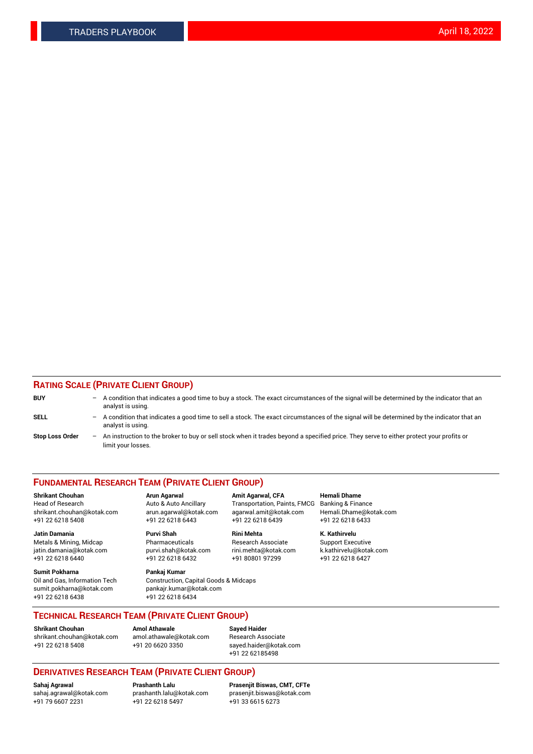## Rating Scale (Private Client Group)

**BUY** – A condition that indicates a good time to buy a stock. The exact circumstances of the signal will be determined by the indicator that an analyst is using.

**SELL** – A condition that indicates a good time to sell a stock. The exact circumstances of the signal will be determined by the indicator that an analyst is using.

**Stop Loss Order** – An instruction to the broker to buy or sell stock when it trades beyond a specified price. They serve to either protect your profits or limit your losses.

## Fundamental Research Team (Private Client Group)

**Shrikant Chouhan**
Head of Research
shrikant.chouhan@kotak.com
+91 22 6218 5408

**Arun Agarwal**
Auto & Auto Ancillary
arun.agarwal@kotak.com
+91 22 6218 6443

**Amit Agarwal, CFA**
Transportation, Paints, FMCG
agarwal.amit@kotak.com
+91 22 6218 6439

**Hemali Dhame**
Banking & Finance
Hemali.Dhame@kotak.com
+91 22 6218 6433

**Jatin Damania**
Metals & Mining, Midcap
jatin.damania@kotak.com
+91 22 6218 6440

**Purvi Shah**
Pharmaceuticals
purvi.shah@kotak.com
+91 22 6218 6432

**Rini Mehta**
Research Associate
rini.mehta@kotak.com
+91 80801 97299

**K. Kathirvelu**
Support Executive
k.kathirvelu@kotak.com
+91 22 6218 6427

**Sumit Pokharna**
Oil and Gas, Information Tech
sumit.pokharna@kotak.com
+91 22 6218 6438

**Pankaj Kumar**
Construction, Capital Goods & Midcaps
pankajr.kumar@kotak.com
+91 22 6218 6434

## Technical Research Team (Private Client Group)

**Shrikant Chouhan**
shrikant.chouhan@kotak.com
+91 22 6218 5408

**Amol Athawale**
amol.athawale@kotak.com
+91 20 6620 3350

**Sayed Haider**
Research Associate
sayed.haider@kotak.com
+91 22 62185498

## Derivatives Research Team (Private Client Group)

**Sahaj Agrawal**
sahaj.agrawal@kotak.com
+91 79 6607 2231

**Prashanth Lalu**
prashanth.lalu@kotak.com
+91 22 6218 5497

**Prasenjit Biswas, CMT, CFTe**
prasenjit.biswas@kotak.com
+91 33 6615 6273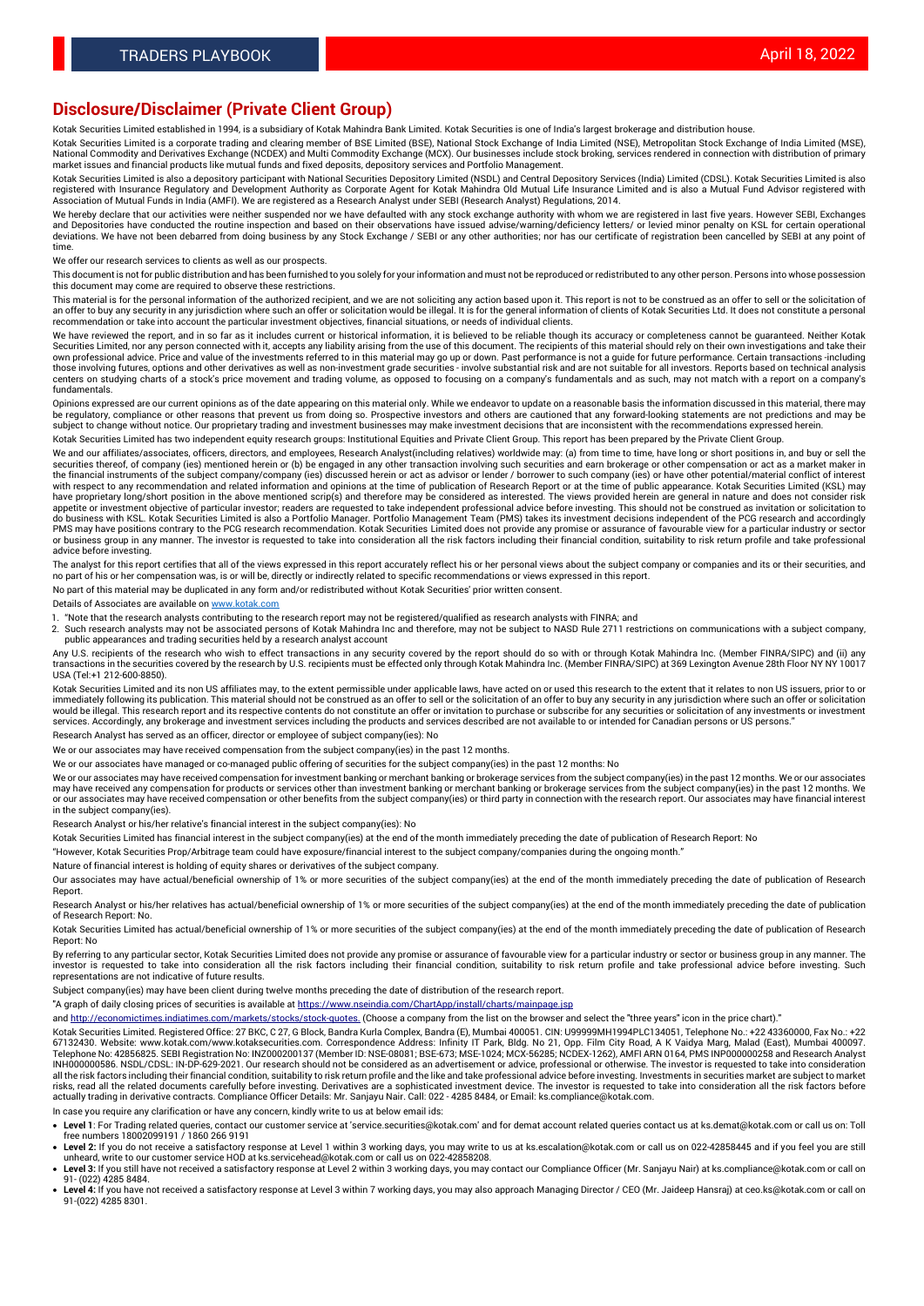## Disclosure/Disclaimer (Private Client Group)

Kotak Securities Limited established in 1994, is a subsidiary of Kotak Mahindra Bank Limited. Kotak Securities is one of India's largest brokerage and distribution house.

Kotak Securities Limited is a corporate trading and clearing member of BSE Limited (BSE), National Stock Exchange of India Limited (NSE), Metropolitan Stock Exchange of India Limited (MSE), National Commodity and Derivatives Exchange (NCDEX) and Multi Commodity Exchange (MCX). Our businesses include stock broking, services rendered in connection with distribution of primary market issues and financial products like mutual funds and fixed deposits, depository services and Portfolio Management.

Kotak Securities Limited is also a depository participant with National Securities Depository Limited (NSDL) and Central Depository Services (India) Limited (CDSL). Kotak Securities Limited is also registered with Insurance Regulatory and Development Authority as Corporate Agent for Kotak Mahindra Old Mutual Life Insurance Limited and is also a Mutual Fund Advisor registered with Association of Mutual Funds in India (AMFI). We are registered as a Research Analyst under SEBI (Research Analyst) Regulations, 2014.

We hereby declare that our activities were neither suspended nor we have defaulted with any stock exchange authority with whom we are registered in last five years. However SEBI, Exchanges and Depositories have conducted the routine inspection and based on their observations have issued advise/warning/deficiency letters/ or levied minor penalty on KSL for certain operational deviations. We have not been debarred from doing business by any Stock Exchange / SEBI or any other authorities; nor has our certificate of registration been cancelled by SEBI at any point of time.

We offer our research services to clients as well as our prospects.

This document is not for public distribution and has been furnished to you solely for your information and must not be reproduced or redistributed to any other person. Persons into whose possession this document may come are required to observe these restrictions.

This material is for the personal information of the authorized recipient, and we are not soliciting any action based upon it. This report is not to be construed as an offer to sell or the solicitation of an offer to buy any security in any jurisdiction where such an offer or solicitation would be illegal. It is for the general information of clients of Kotak Securities Ltd. It does not constitute a personal recommendation or take into account the particular investment objectives, financial situations, or needs of individual clients.

We have reviewed the report, and in so far as it includes current or historical information, it is believed to be reliable though its accuracy or completeness cannot be guaranteed. Neither Kotak Securities Limited, nor any person connected with it, accepts any liability arising from the use of this document. The recipients of this material should rely on their own investigations and take their own professional advice. Price and value of the investments referred to in this material may go up or down. Past performance is not a guide for future performance. Certain transactions -including those involving futures, options and other derivatives as well as non-investment grade securities - involve substantial risk and are not suitable for all investors. Reports based on technical analysis centers on studying charts of a stock's price movement and trading volume, as opposed to focusing on a company's fundamentals and as such, may not match with a report on a company's fundamentals.

Opinions expressed are our current opinions as of the date appearing on this material only. While we endeavor to update on a reasonable basis the information discussed in this material, there may be regulatory, compliance or other reasons that prevent us from doing so. Prospective investors and others are cautioned that any forward-looking statements are not predictions and may be subject to change without notice. Our proprietary trading and investment businesses may make investment decisions that are inconsistent with the recommendations expressed herein.

Kotak Securities Limited has two independent equity research groups: Institutional Equities and Private Client Group. This report has been prepared by the Private Client Group.

We and our affiliates/associates, officers, directors, and employees, Research Analyst(including relatives) worldwide may: (a) from time to time, have long or short positions in, and buy or sell the securities thereof, of company (ies) mentioned herein or (b) be engaged in any other transaction involving such securities and earn brokerage or other compensation or act as a market maker in the financial instruments of the subject company/company (ies) discussed herein or act as advisor or lender / borrower to such company (ies) or have other potential/material conflict of interest with respect to any recommendation and related information and opinions at the time of publication of Research Report or at the time of public appearance. Kotak Securities Limited (KSL) may have proprietary long/short position in the above mentioned scrip(s) and therefore may be considered as interested. The views provided herein are general in nature and does not consider risk appetite or investment objective of particular investor; readers are requested to take independent professional advice before investing. This should not be construed as invitation or solicitation to do business with KSL. Kotak Securities Limited is also a Portfolio Manager. Portfolio Management Team (PMS) takes its investment decisions independent of the PCG research and accordingly PMS may have positions contrary to the PCG research recommendation. Kotak Securities Limited does not provide any promise or assurance of favourable view for a particular industry or sector or business group in any manner. The investor is requested to take into consideration all the risk factors including their financial condition, suitability to risk return profile and take professional advice before investing.

The analyst for this report certifies that all of the views expressed in this report accurately reflect his or her personal views about the subject company or companies and its or their securities, and no part of his or her compensation was, is or will be, directly or indirectly related to specific recommendations or views expressed in this report.

No part of this material may be duplicated in any form and/or redistributed without Kotak Securities' prior written consent.

Details of Associates are available on www.kotak.com

1. "Note that the research analysts contributing to the research report may not be registered/qualified as research analysts with FINRA; and
2. Such research analysts may not be associated persons of Kotak Mahindra Inc and therefore, may not be subject to NASD Rule 2711 restrictions on communications with a subject company, public appearances and trading securities held by a research analyst account

Any U.S. recipients of the research who wish to effect transactions in any security covered by the report should do so with or through Kotak Mahindra Inc. (Member FINRA/SIPC) and (ii) any transactions in the securities covered by the research by U.S. recipients must be effected only through Kotak Mahindra Inc. (Member FINRA/SIPC) at 369 Lexington Avenue 28th Floor NY NY 10017 USA (Tel:+1 212-600-8850).

Kotak Securities Limited and its non US affiliates may, to the extent permissible under applicable laws, have acted on or used this research to the extent that it relates to non US issuers, prior to or immediately following its publication. This material should not be construed as an offer to sell or the solicitation of an offer to buy any security in any jurisdiction where such an offer or solicitation would be illegal. This research report and its respective contents do not constitute an offer or invitation to purchase or subscribe for any securities or solicitation of any investments or investment services. Accordingly, any brokerage and investment services including the products and services described are not available to or intended for Canadian persons or US persons."

Research Analyst has served as an officer, director or employee of subject company(ies): No

We or our associates may have received compensation from the subject company(ies) in the past 12 months.

We or our associates have managed or co-managed public offering of securities for the subject company(ies) in the past 12 months: No

We or our associates may have received compensation for investment banking or merchant banking or brokerage services from the subject company(ies) in the past 12 months. We or our associates may have received any compensation for products or services other than investment banking or merchant banking or brokerage services from the subject company(ies) in the past 12 months. We or our associates may have received compensation or other benefits from the subject company(ies) or third party in connection with the research report. Our associates may have financial interest in the subject company(ies).

Research Analyst or his/her relative's financial interest in the subject company(ies): No

Kotak Securities Limited has financial interest in the subject company(ies) at the end of the month immediately preceding the date of publication of Research Report: No

"However, Kotak Securities Prop/Arbitrage team could have exposure/financial interest to the subject company/companies during the ongoing month."

Nature of financial interest is holding of equity shares or derivatives of the subject company.

Our associates may have actual/beneficial ownership of 1% or more securities of the subject company(ies) at the end of the month immediately preceding the date of publication of Research Report.

Research Analyst or his/her relatives has actual/beneficial ownership of 1% or more securities of the subject company(ies) at the end of the month immediately preceding the date of publication of Research Report: No.

Kotak Securities Limited has actual/beneficial ownership of 1% or more securities of the subject company(ies) at the end of the month immediately preceding the date of publication of Research Report: No

By referring to any particular sector, Kotak Securities Limited does not provide any promise or assurance of favourable view for a particular industry or sector or business group in any manner. The investor is requested to take into consideration all the risk factors including their financial condition, suitability to risk return profile and take professional advice before investing. Such representations are not indicative of future results.

Subject company(ies) may have been client during twelve months preceding the date of distribution of the research report.

"A graph of daily closing prices of securities is available at https://www.nseindia.com/ChartApp/install/charts/mainpage.jsp

and http://economictimes.indiatimes.com/markets/stocks/stock-quotes. (Choose a company from the list on the browser and select the "three years" icon in the price chart)."

Kotak Securities Limited. Registered Office: 27 BKC, C 27, G Block, Bandra Kurla Complex, Bandra (E), Mumbai 400051. CIN: U99999MH1994PLC134051, Telephone No.: +22 43360000, Fax No.: +22 67132430. Website: www.kotak.com/www.kotaksecurities.com. Correspondence Address: Infinity IT Park, Bldg. No 21, Opp. Film City Road, A K Vaidya Marg, Malad (East), Mumbai 400097. Telephone No: 42856825. SEBI Registration No: INZ000200137 (Member ID: NSE-08081; BSE-673; MSE-1024; MCX-56285; NCDEX-1262), AMFI ARN 0164, PMS INP000000258 and Research Analyst INH000000586. NSDL/CDSL: IN-DP-629-2021. Our research should not be considered as an advertisement or advice, professional or otherwise. The investor is requested to take into consideration all the risk factors including their financial condition, suitability to risk return profile and the like and take professional advice before investing. Investments in securities market are subject to market risks, read all the related documents carefully before investing. Derivatives are a sophisticated investment device. The investor is requested to take into consideration all the risk factors before actually trading in derivative contracts. Compliance Officer Details: Mr. Sanjayu Nair. Call: 022 - 4285 8484, or Email: ks.compliance@kotak.com.

In case you require any clarification or have any concern, kindly write to us at below email ids:

- **Level 1**: For Trading related queries, contact our customer service at 'service.securities@kotak.com' and for demat account related queries contact us at ks.demat@kotak.com or call us on: Toll free numbers 18002099191 / 1860 266 9191
- **Level 2:** If you do not receive a satisfactory response at Level 1 within 3 working days, you may write to us at ks.escalation@kotak.com or call us on 022-42858445 and if you feel you are still unheard, write to our customer service HOD at ks.servicehead@kotak.com or call us on 022-42858208.
- **Level 3:** If you still have not received a satisfactory response at Level 2 within 3 working days, you may contact our Compliance Officer (Mr. Sanjayu Nair) at ks.compliance@kotak.com or call on 91- (022) 4285 8484.
- **Level 4:** If you have not received a satisfactory response at Level 3 within 7 working days, you may also approach Managing Director / CEO (Mr. Jaideep Hansraj) at ceo.ks@kotak.com or call on 91-(022) 4285 8301.